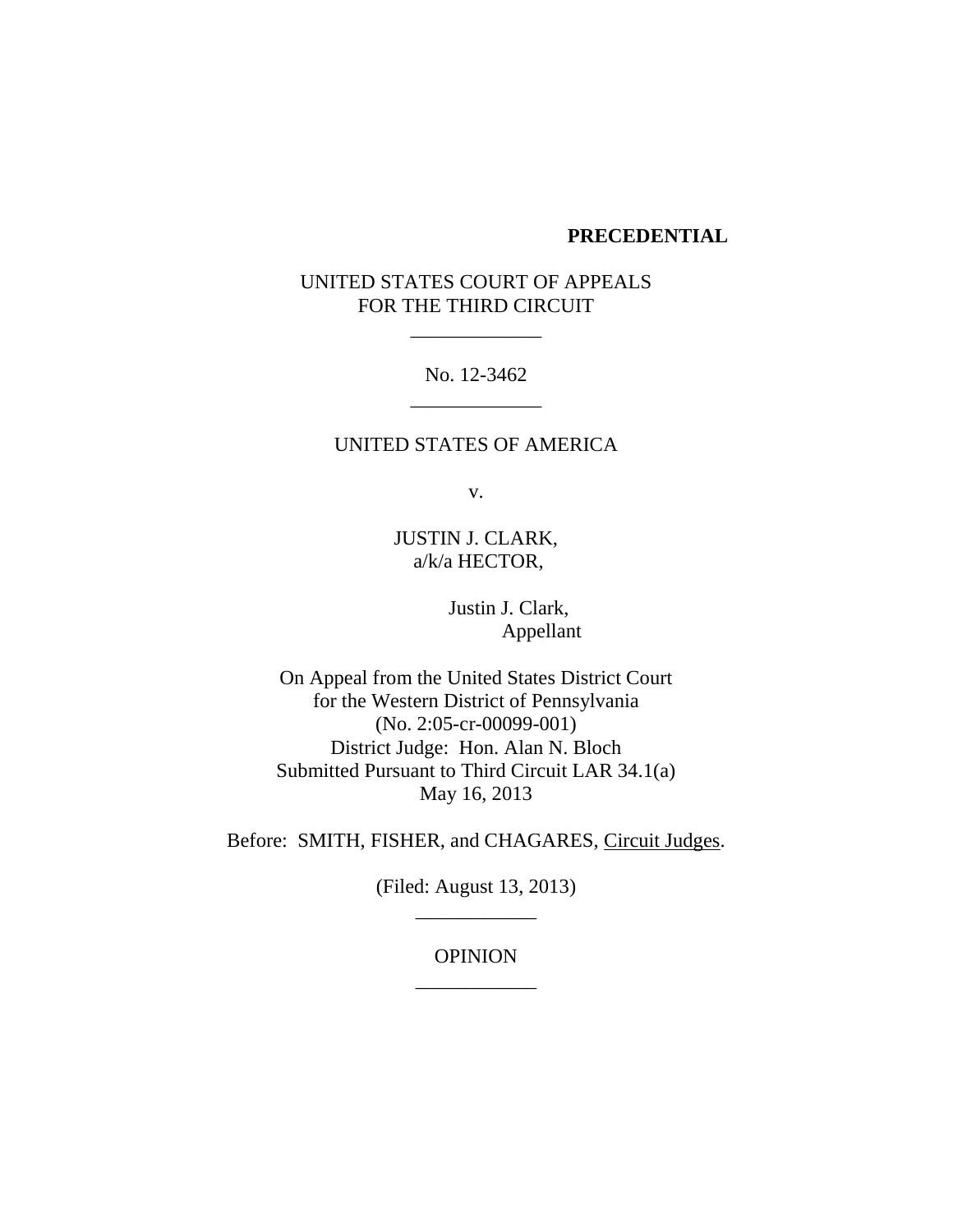**PRECEDENTIAL**

UNITED STATES COURT OF APPEALS
FOR THE THIRD CIRCUIT

\_\_\_\_\_\_\_\_\_\_\_\_\_

No. 12-3462

\_\_\_\_\_\_\_\_\_\_\_\_\_

UNITED STATES OF AMERICA

v.

JUSTIN J. CLARK,
a/k/a HECTOR,

Justin J. Clark,
Appellant

On Appeal from the United States District Court
for the Western District of Pennsylvania
(No. 2:05-cr-00099-001)
District Judge: Hon. Alan N. Bloch
Submitted Pursuant to Third Circuit LAR 34.1(a)
May 16, 2013

Before: SMITH, FISHER, and CHAGARES, Circuit Judges.

(Filed: August 13, 2013)

\_\_\_\_\_\_\_\_\_\_\_\_

OPINION

\_\_\_\_\_\_\_\_\_\_\_\_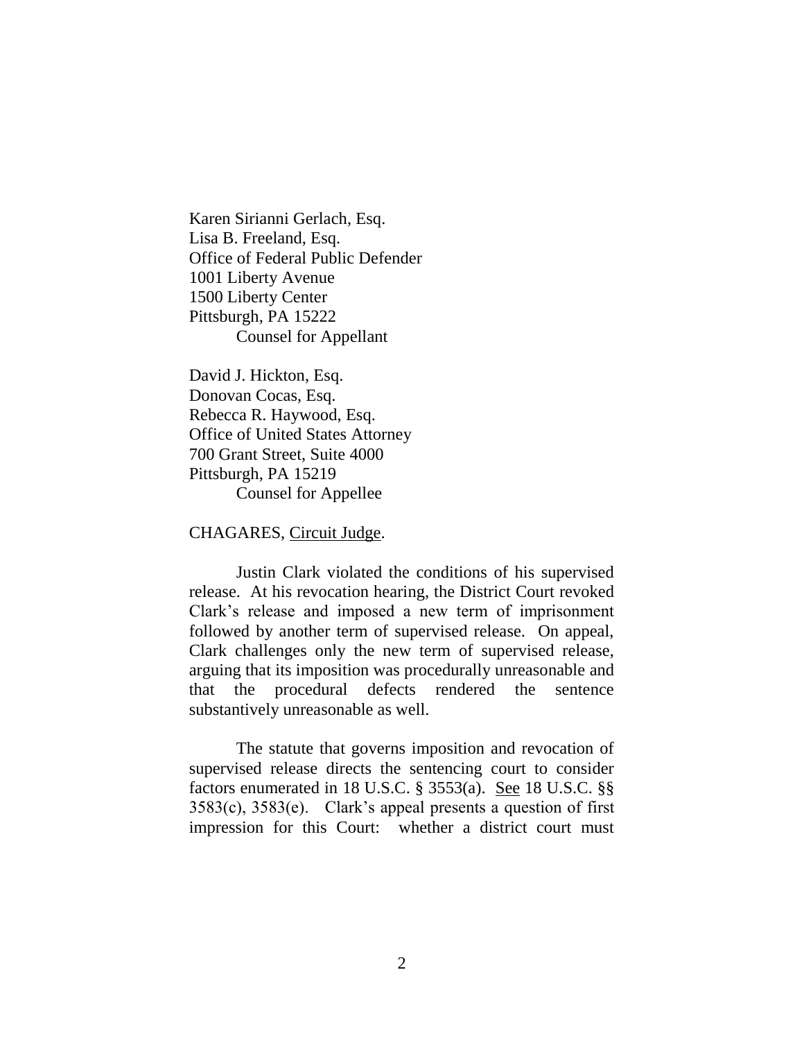Karen Sirianni Gerlach, Esq.
Lisa B. Freeland, Esq.
Office of Federal Public Defender
1001 Liberty Avenue
1500 Liberty Center
Pittsburgh, PA 15222
Counsel for Appellant

David J. Hickton, Esq.
Donovan Cocas, Esq.
Rebecca R. Haywood, Esq.
Office of United States Attorney
700 Grant Street, Suite 4000
Pittsburgh, PA 15219
Counsel for Appellee

CHAGARES, Circuit Judge.

Justin Clark violated the conditions of his supervised release. At his revocation hearing, the District Court revoked Clark's release and imposed a new term of imprisonment followed by another term of supervised release. On appeal, Clark challenges only the new term of supervised release, arguing that its imposition was procedurally unreasonable and that the procedural defects rendered the sentence substantively unreasonable as well.

The statute that governs imposition and revocation of supervised release directs the sentencing court to consider factors enumerated in 18 U.S.C. § 3553(a). See 18 U.S.C. §§ 3583(c), 3583(e). Clark's appeal presents a question of first impression for this Court: whether a district court must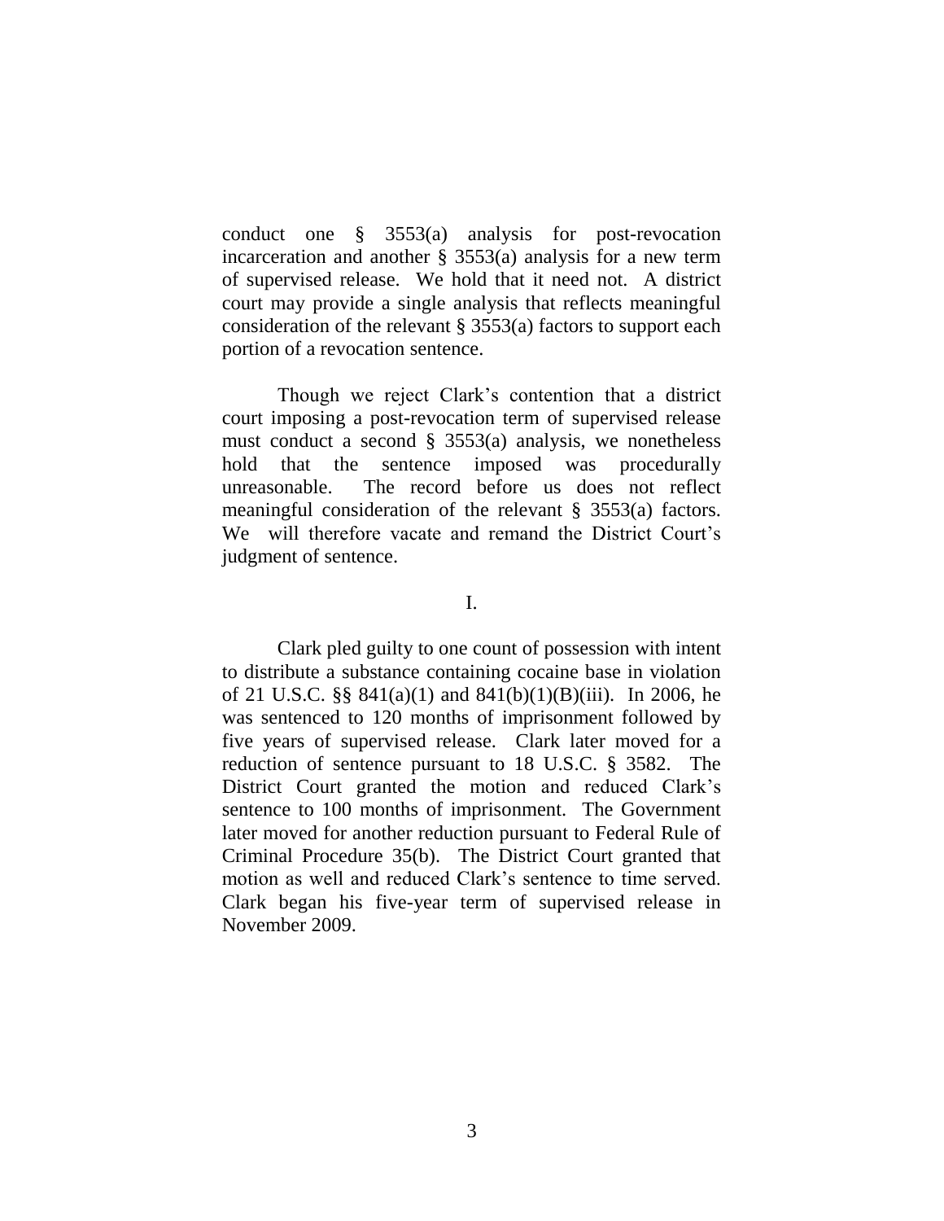conduct one § 3553(a) analysis for post-revocation incarceration and another § 3553(a) analysis for a new term of supervised release. We hold that it need not. A district court may provide a single analysis that reflects meaningful consideration of the relevant § 3553(a) factors to support each portion of a revocation sentence.

Though we reject Clark's contention that a district court imposing a post-revocation term of supervised release must conduct a second § 3553(a) analysis, we nonetheless hold that the sentence imposed was procedurally unreasonable. The record before us does not reflect meaningful consideration of the relevant § 3553(a) factors. We will therefore vacate and remand the District Court's judgment of sentence.

## I.

Clark pled guilty to one count of possession with intent to distribute a substance containing cocaine base in violation of 21 U.S.C. §§ 841(a)(1) and 841(b)(1)(B)(iii). In 2006, he was sentenced to 120 months of imprisonment followed by five years of supervised release. Clark later moved for a reduction of sentence pursuant to 18 U.S.C. § 3582. The District Court granted the motion and reduced Clark's sentence to 100 months of imprisonment. The Government later moved for another reduction pursuant to Federal Rule of Criminal Procedure 35(b). The District Court granted that motion as well and reduced Clark's sentence to time served. Clark began his five-year term of supervised release in November 2009.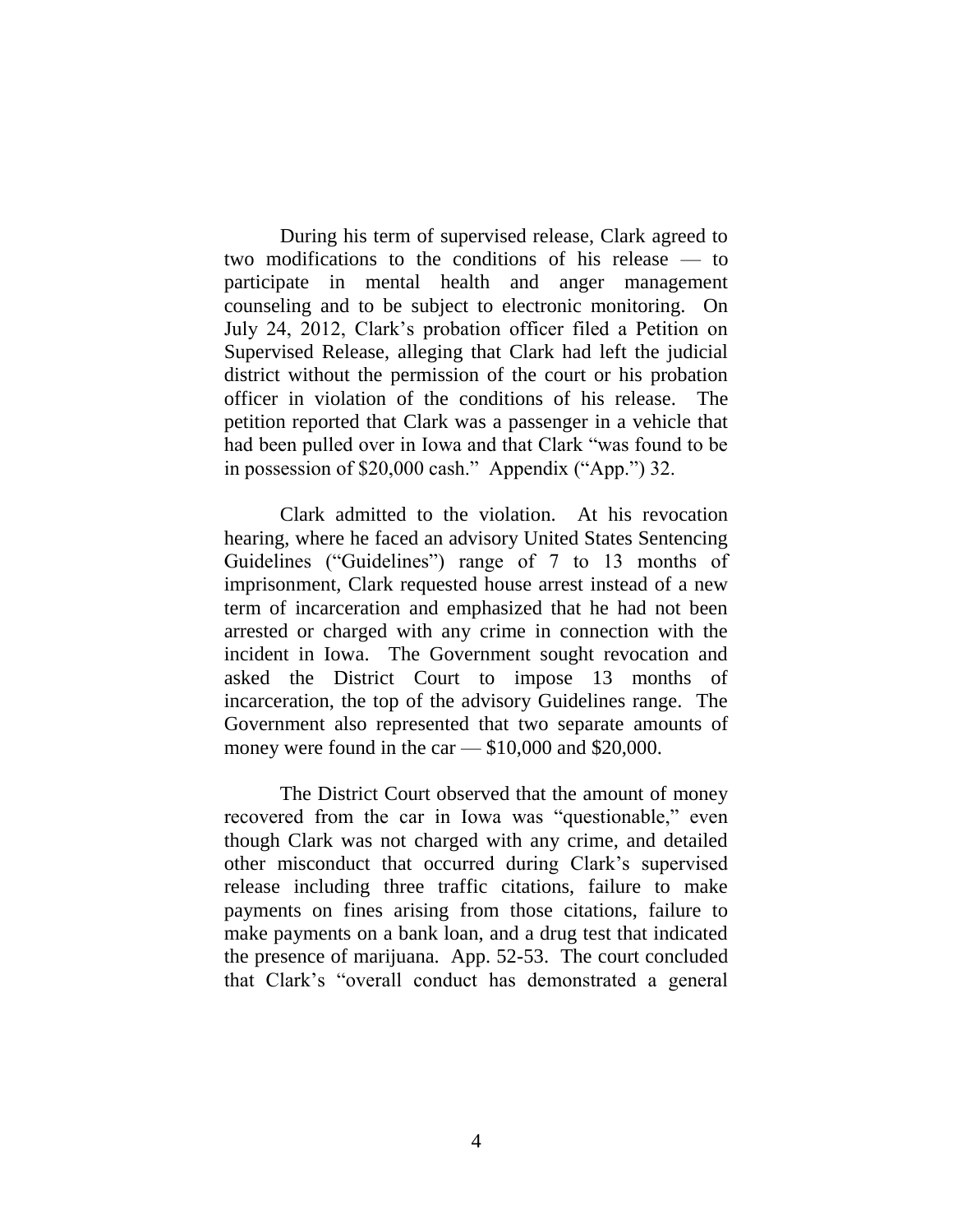During his term of supervised release, Clark agreed to two modifications to the conditions of his release — to participate in mental health and anger management counseling and to be subject to electronic monitoring. On July 24, 2012, Clark's probation officer filed a Petition on Supervised Release, alleging that Clark had left the judicial district without the permission of the court or his probation officer in violation of the conditions of his release. The petition reported that Clark was a passenger in a vehicle that had been pulled over in Iowa and that Clark "was found to be in possession of $20,000 cash." Appendix ("App.") 32.

Clark admitted to the violation. At his revocation hearing, where he faced an advisory United States Sentencing Guidelines ("Guidelines") range of 7 to 13 months of imprisonment, Clark requested house arrest instead of a new term of incarceration and emphasized that he had not been arrested or charged with any crime in connection with the incident in Iowa. The Government sought revocation and asked the District Court to impose 13 months of incarceration, the top of the advisory Guidelines range. The Government also represented that two separate amounts of money were found in the car — $10,000 and $20,000.

The District Court observed that the amount of money recovered from the car in Iowa was "questionable," even though Clark was not charged with any crime, and detailed other misconduct that occurred during Clark's supervised release including three traffic citations, failure to make payments on fines arising from those citations, failure to make payments on a bank loan, and a drug test that indicated the presence of marijuana. App. 52-53. The court concluded that Clark's "overall conduct has demonstrated a general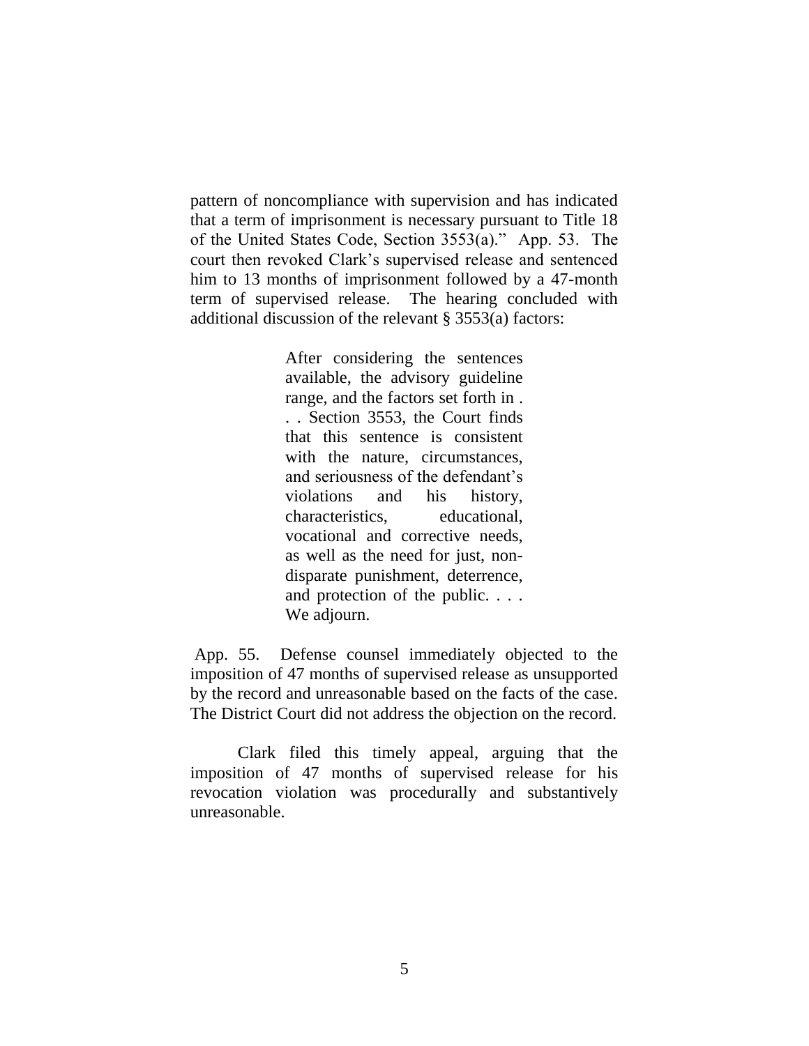pattern of noncompliance with supervision and has indicated that a term of imprisonment is necessary pursuant to Title 18 of the United States Code, Section 3553(a)." App. 53. The court then revoked Clark's supervised release and sentenced him to 13 months of imprisonment followed by a 47-month term of supervised release. The hearing concluded with additional discussion of the relevant § 3553(a) factors:

> After considering the sentences available, the advisory guideline range, and the factors set forth in . . . Section 3553, the Court finds that this sentence is consistent with the nature, circumstances, and seriousness of the defendant's violations and his history, characteristics, educational, vocational and corrective needs, as well as the need for just, non-disparate punishment, deterrence, and protection of the public. . . . We adjourn.

App. 55. Defense counsel immediately objected to the imposition of 47 months of supervised release as unsupported by the record and unreasonable based on the facts of the case. The District Court did not address the objection on the record.

Clark filed this timely appeal, arguing that the imposition of 47 months of supervised release for his revocation violation was procedurally and substantively unreasonable.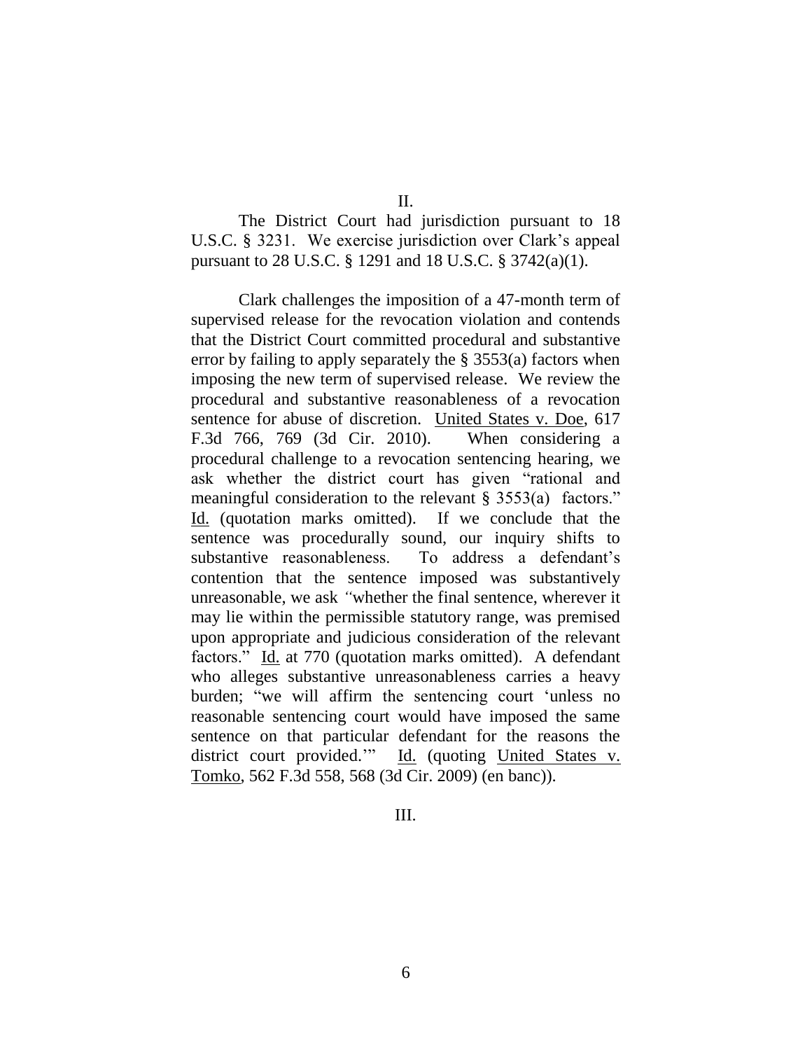II.

The District Court had jurisdiction pursuant to 18 U.S.C. § 3231. We exercise jurisdiction over Clark's appeal pursuant to 28 U.S.C. § 1291 and 18 U.S.C. § 3742(a)(1).

Clark challenges the imposition of a 47-month term of supervised release for the revocation violation and contends that the District Court committed procedural and substantive error by failing to apply separately the § 3553(a) factors when imposing the new term of supervised release. We review the procedural and substantive reasonableness of a revocation sentence for abuse of discretion. United States v. Doe, 617 F.3d 766, 769 (3d Cir. 2010). When considering a procedural challenge to a revocation sentencing hearing, we ask whether the district court has given "rational and meaningful consideration to the relevant § 3553(a) factors." Id. (quotation marks omitted). If we conclude that the sentence was procedurally sound, our inquiry shifts to substantive reasonableness. To address a defendant's contention that the sentence imposed was substantively unreasonable, we ask "whether the final sentence, wherever it may lie within the permissible statutory range, was premised upon appropriate and judicious consideration of the relevant factors." Id. at 770 (quotation marks omitted). A defendant who alleges substantive unreasonableness carries a heavy burden; "we will affirm the sentencing court 'unless no reasonable sentencing court would have imposed the same sentence on that particular defendant for the reasons the district court provided.'" Id. (quoting United States v. Tomko, 562 F.3d 558, 568 (3d Cir. 2009) (en banc)).

III.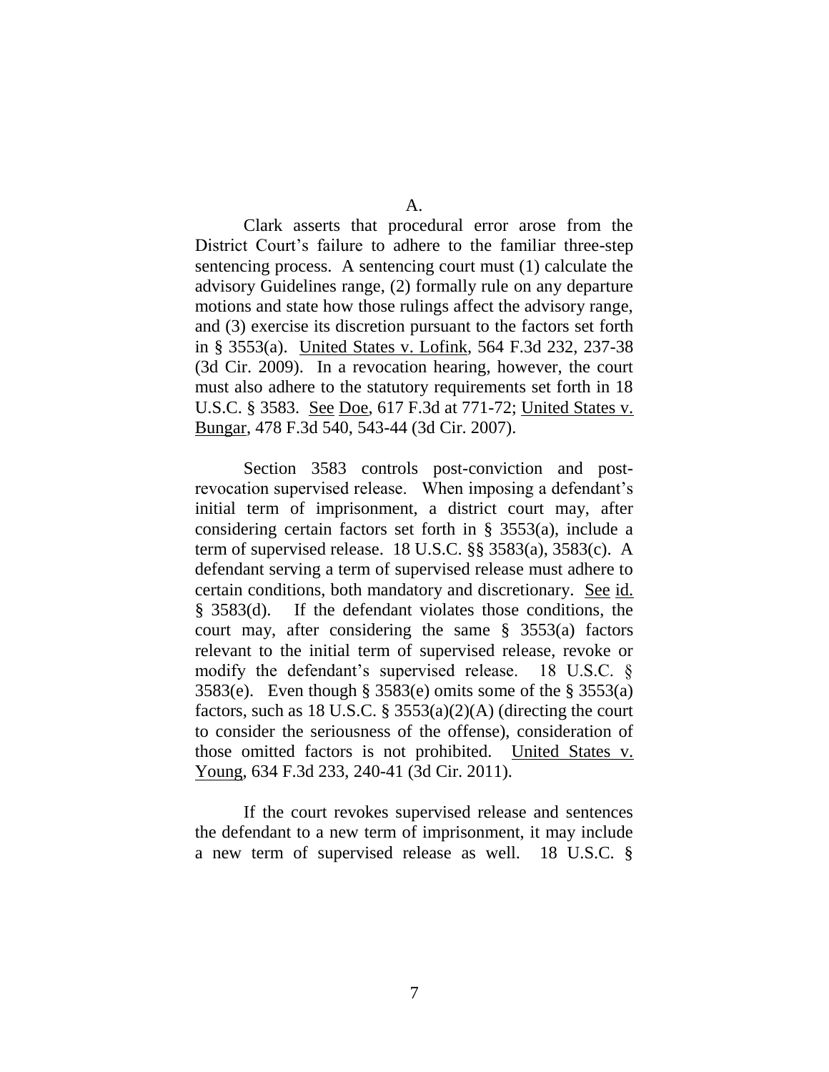### A.

Clark asserts that procedural error arose from the District Court's failure to adhere to the familiar three-step sentencing process. A sentencing court must (1) calculate the advisory Guidelines range, (2) formally rule on any departure motions and state how those rulings affect the advisory range, and (3) exercise its discretion pursuant to the factors set forth in § 3553(a). United States v. Lofink, 564 F.3d 232, 237-38 (3d Cir. 2009). In a revocation hearing, however, the court must also adhere to the statutory requirements set forth in 18 U.S.C. § 3583. See Doe, 617 F.3d at 771-72; United States v. Bungar, 478 F.3d 540, 543-44 (3d Cir. 2007).

Section 3583 controls post-conviction and post-revocation supervised release. When imposing a defendant's initial term of imprisonment, a district court may, after considering certain factors set forth in § 3553(a), include a term of supervised release. 18 U.S.C. §§ 3583(a), 3583(c). A defendant serving a term of supervised release must adhere to certain conditions, both mandatory and discretionary. See id. § 3583(d). If the defendant violates those conditions, the court may, after considering the same § 3553(a) factors relevant to the initial term of supervised release, revoke or modify the defendant's supervised release. 18 U.S.C. § 3583(e). Even though § 3583(e) omits some of the § 3553(a) factors, such as 18 U.S.C. § 3553(a)(2)(A) (directing the court to consider the seriousness of the offense), consideration of those omitted factors is not prohibited. United States v. Young, 634 F.3d 233, 240-41 (3d Cir. 2011).

If the court revokes supervised release and sentences the defendant to a new term of imprisonment, it may include a new term of supervised release as well. 18 U.S.C. §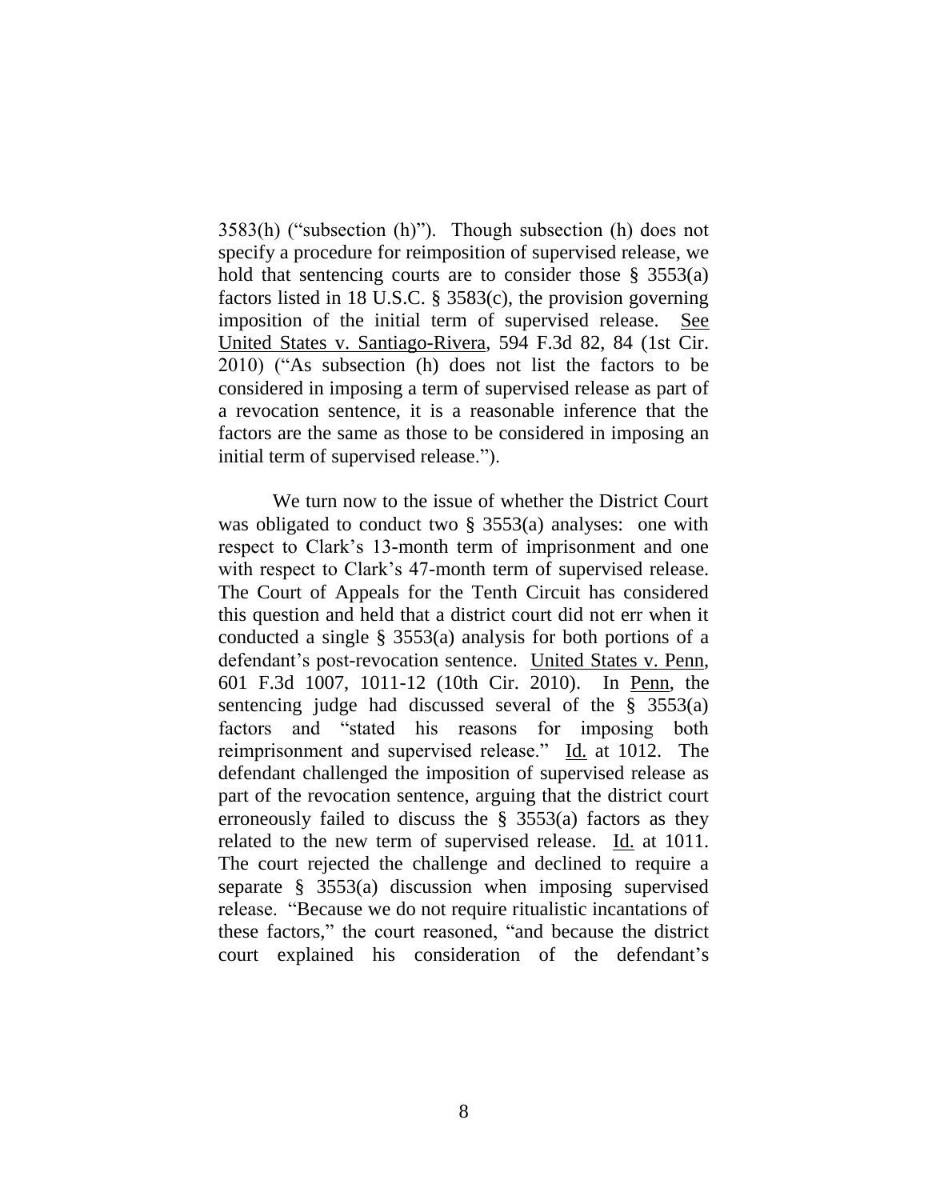3583(h) ("subsection (h)"). Though subsection (h) does not specify a procedure for reimposition of supervised release, we hold that sentencing courts are to consider those § 3553(a) factors listed in 18 U.S.C. § 3583(c), the provision governing imposition of the initial term of supervised release. See United States v. Santiago-Rivera, 594 F.3d 82, 84 (1st Cir. 2010) ("As subsection (h) does not list the factors to be considered in imposing a term of supervised release as part of a revocation sentence, it is a reasonable inference that the factors are the same as those to be considered in imposing an initial term of supervised release.").

We turn now to the issue of whether the District Court was obligated to conduct two § 3553(a) analyses: one with respect to Clark's 13-month term of imprisonment and one with respect to Clark's 47-month term of supervised release. The Court of Appeals for the Tenth Circuit has considered this question and held that a district court did not err when it conducted a single § 3553(a) analysis for both portions of a defendant's post-revocation sentence. United States v. Penn, 601 F.3d 1007, 1011-12 (10th Cir. 2010). In Penn, the sentencing judge had discussed several of the § 3553(a) factors and "stated his reasons for imposing both reimprisonment and supervised release." Id. at 1012. The defendant challenged the imposition of supervised release as part of the revocation sentence, arguing that the district court erroneously failed to discuss the § 3553(a) factors as they related to the new term of supervised release. Id. at 1011. The court rejected the challenge and declined to require a separate § 3553(a) discussion when imposing supervised release. "Because we do not require ritualistic incantations of these factors," the court reasoned, "and because the district court explained his consideration of the defendant's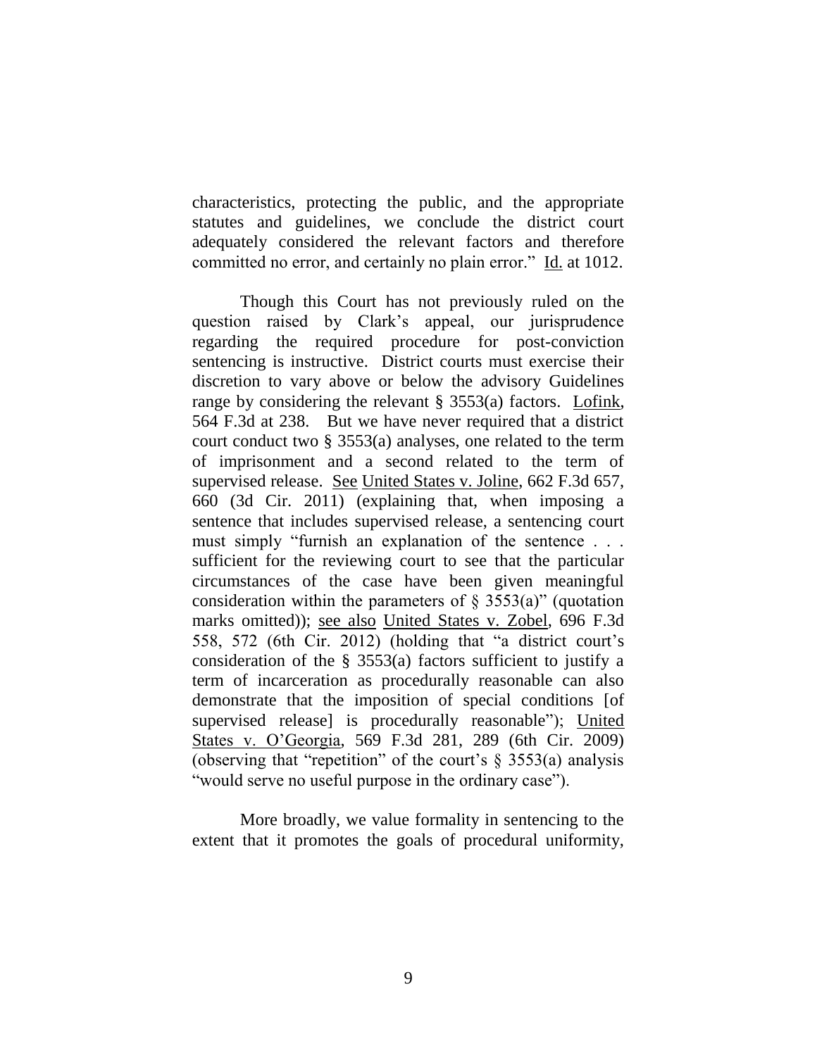characteristics, protecting the public, and the appropriate statutes and guidelines, we conclude the district court adequately considered the relevant factors and therefore committed no error, and certainly no plain error." Id. at 1012.

Though this Court has not previously ruled on the question raised by Clark's appeal, our jurisprudence regarding the required procedure for post-conviction sentencing is instructive. District courts must exercise their discretion to vary above or below the advisory Guidelines range by considering the relevant § 3553(a) factors. Lofink, 564 F.3d at 238. But we have never required that a district court conduct two § 3553(a) analyses, one related to the term of imprisonment and a second related to the term of supervised release. See United States v. Joline, 662 F.3d 657, 660 (3d Cir. 2011) (explaining that, when imposing a sentence that includes supervised release, a sentencing court must simply "furnish an explanation of the sentence . . . sufficient for the reviewing court to see that the particular circumstances of the case have been given meaningful consideration within the parameters of § 3553(a)" (quotation marks omitted)); see also United States v. Zobel, 696 F.3d 558, 572 (6th Cir. 2012) (holding that "a district court's consideration of the § 3553(a) factors sufficient to justify a term of incarceration as procedurally reasonable can also demonstrate that the imposition of special conditions [of supervised release] is procedurally reasonable"); United States v. O'Georgia, 569 F.3d 281, 289 (6th Cir. 2009) (observing that "repetition" of the court's § 3553(a) analysis "would serve no useful purpose in the ordinary case").

More broadly, we value formality in sentencing to the extent that it promotes the goals of procedural uniformity,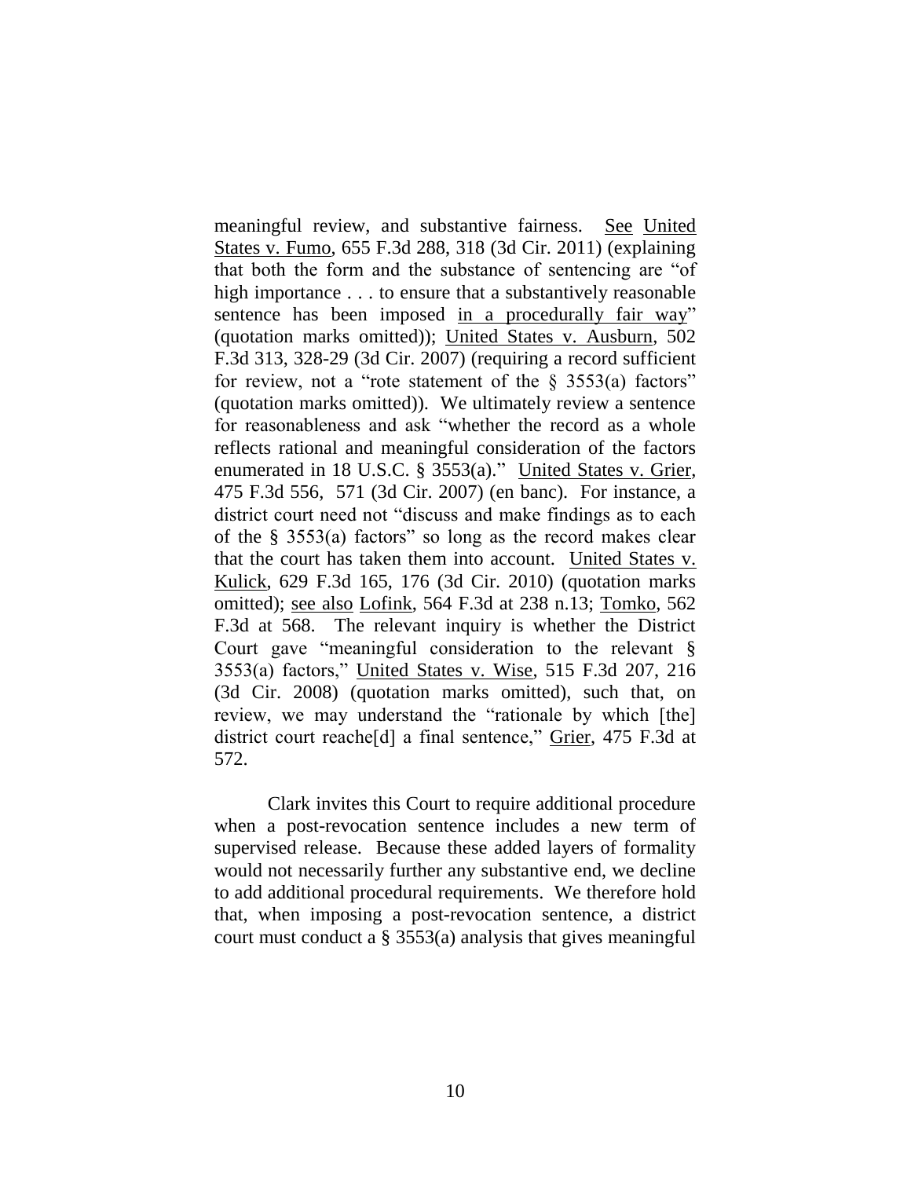meaningful review, and substantive fairness. See United States v. Fumo, 655 F.3d 288, 318 (3d Cir. 2011) (explaining that both the form and the substance of sentencing are "of high importance . . . to ensure that a substantively reasonable sentence has been imposed in a procedurally fair way" (quotation marks omitted)); United States v. Ausburn, 502 F.3d 313, 328-29 (3d Cir. 2007) (requiring a record sufficient for review, not a "rote statement of the § 3553(a) factors" (quotation marks omitted)). We ultimately review a sentence for reasonableness and ask "whether the record as a whole reflects rational and meaningful consideration of the factors enumerated in 18 U.S.C. § 3553(a)." United States v. Grier, 475 F.3d 556, 571 (3d Cir. 2007) (en banc). For instance, a district court need not "discuss and make findings as to each of the § 3553(a) factors" so long as the record makes clear that the court has taken them into account. United States v. Kulick, 629 F.3d 165, 176 (3d Cir. 2010) (quotation marks omitted); see also Lofink, 564 F.3d at 238 n.13; Tomko, 562 F.3d at 568. The relevant inquiry is whether the District Court gave "meaningful consideration to the relevant § 3553(a) factors," United States v. Wise, 515 F.3d 207, 216 (3d Cir. 2008) (quotation marks omitted), such that, on review, we may understand the "rationale by which [the] district court reache[d] a final sentence," Grier, 475 F.3d at 572.

Clark invites this Court to require additional procedure when a post-revocation sentence includes a new term of supervised release. Because these added layers of formality would not necessarily further any substantive end, we decline to add additional procedural requirements. We therefore hold that, when imposing a post-revocation sentence, a district court must conduct a § 3553(a) analysis that gives meaningful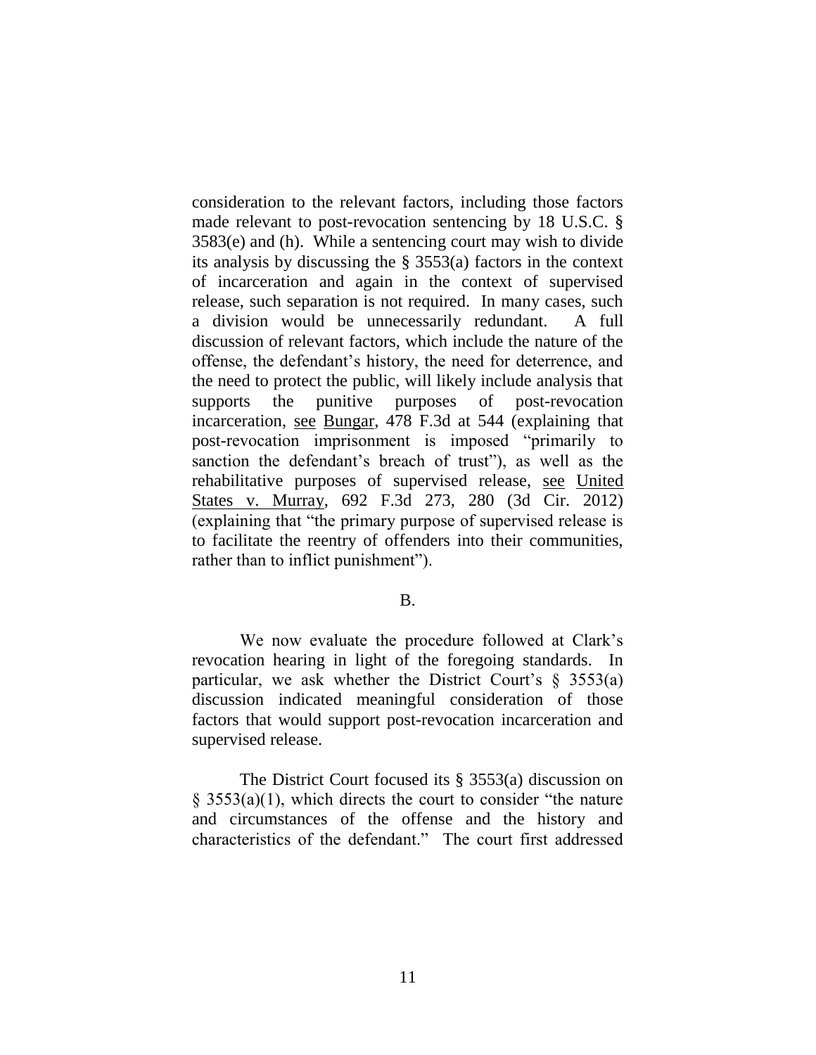consideration to the relevant factors, including those factors made relevant to post-revocation sentencing by 18 U.S.C. § 3583(e) and (h). While a sentencing court may wish to divide its analysis by discussing the § 3553(a) factors in the context of incarceration and again in the context of supervised release, such separation is not required. In many cases, such a division would be unnecessarily redundant. A full discussion of relevant factors, which include the nature of the offense, the defendant's history, the need for deterrence, and the need to protect the public, will likely include analysis that supports the punitive purposes of post-revocation incarceration, see Bungar, 478 F.3d at 544 (explaining that post-revocation imprisonment is imposed "primarily to sanction the defendant's breach of trust"), as well as the rehabilitative purposes of supervised release, see United States v. Murray, 692 F.3d 273, 280 (3d Cir. 2012) (explaining that "the primary purpose of supervised release is to facilitate the reentry of offenders into their communities, rather than to inflict punishment").

B.

We now evaluate the procedure followed at Clark's revocation hearing in light of the foregoing standards. In particular, we ask whether the District Court's § 3553(a) discussion indicated meaningful consideration of those factors that would support post-revocation incarceration and supervised release.

The District Court focused its § 3553(a) discussion on § 3553(a)(1), which directs the court to consider "the nature and circumstances of the offense and the history and characteristics of the defendant." The court first addressed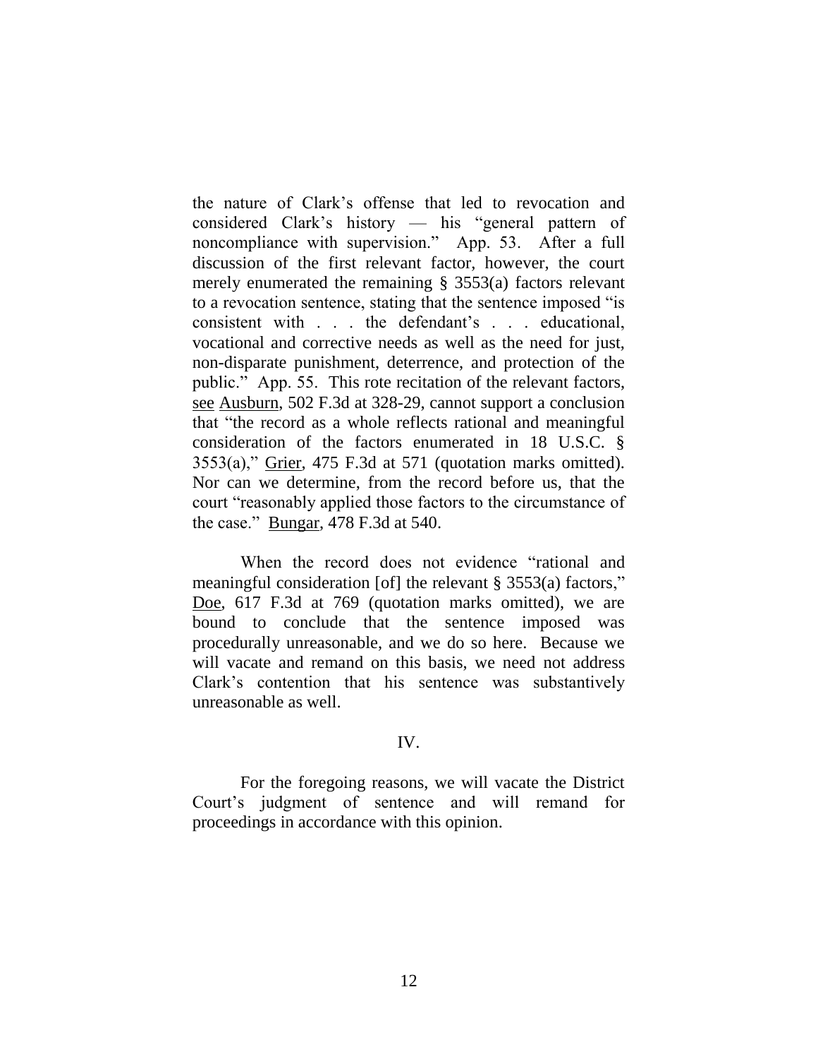the nature of Clark's offense that led to revocation and considered Clark's history — his "general pattern of noncompliance with supervision." App. 53. After a full discussion of the first relevant factor, however, the court merely enumerated the remaining § 3553(a) factors relevant to a revocation sentence, stating that the sentence imposed "is consistent with . . . the defendant's . . . educational, vocational and corrective needs as well as the need for just, non-disparate punishment, deterrence, and protection of the public." App. 55. This rote recitation of the relevant factors, see Ausburn, 502 F.3d at 328-29, cannot support a conclusion that "the record as a whole reflects rational and meaningful consideration of the factors enumerated in 18 U.S.C. § 3553(a)," Grier, 475 F.3d at 571 (quotation marks omitted). Nor can we determine, from the record before us, that the court "reasonably applied those factors to the circumstance of the case." Bungar, 478 F.3d at 540.

When the record does not evidence "rational and meaningful consideration [of] the relevant § 3553(a) factors," Doe, 617 F.3d at 769 (quotation marks omitted), we are bound to conclude that the sentence imposed was procedurally unreasonable, and we do so here. Because we will vacate and remand on this basis, we need not address Clark's contention that his sentence was substantively unreasonable as well.

## IV.

For the foregoing reasons, we will vacate the District Court's judgment of sentence and will remand for proceedings in accordance with this opinion.